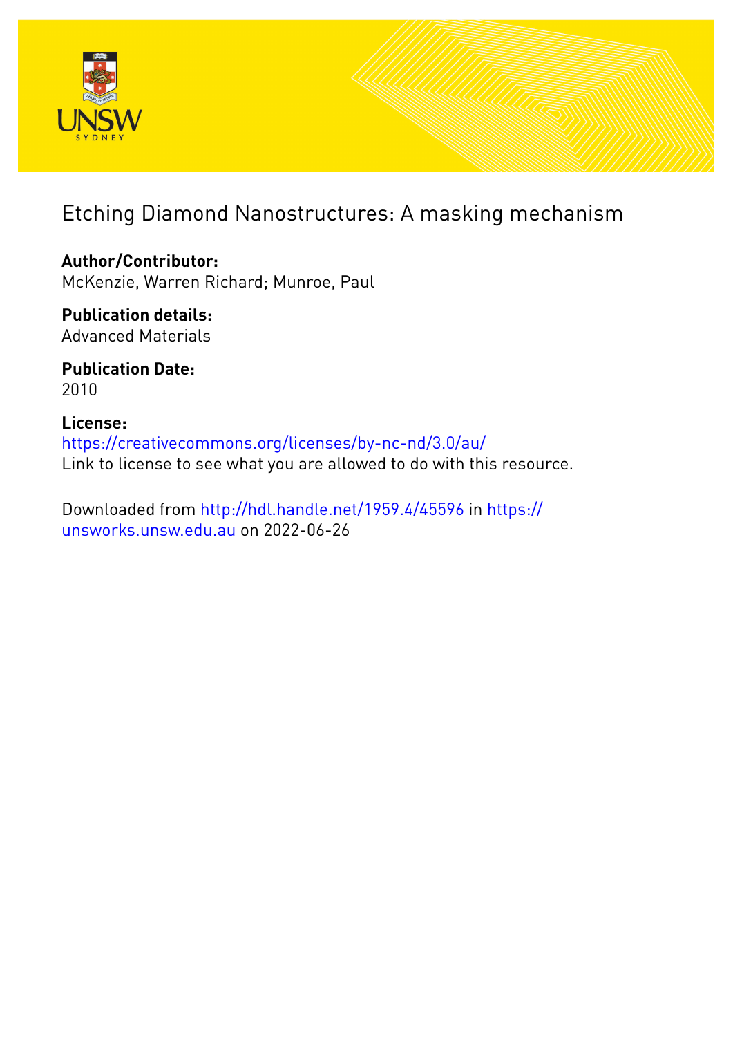# Etching Diamond Nanostructures: A masking mechanism

**Author/Contributor:**
McKenzie, Warren Richard; Munroe, Paul

**Publication details:**
Advanced Materials

**Publication Date:**
2010

**License:**
https://creativecommons.org/licenses/by-nc-nd/3.0/au/
Link to license to see what you are allowed to do with this resource.

Downloaded from http://hdl.handle.net/1959.4/45596 in https://unsworks.unsw.edu.au on 2022-06-26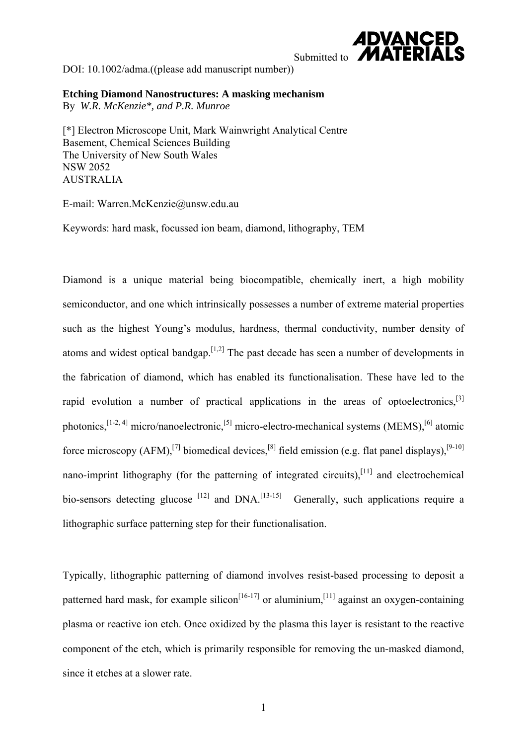DOI: 10.1002/adma.((please add manuscript number))

**Etching Diamond Nanostructures: A masking mechanism**

By *W.R. McKenzie\*, and P.R. Munroe*

[*] Electron Microscope Unit, Mark Wainwright Analytical Centre
Basement, Chemical Sciences Building
The University of New South Wales
NSW 2052
AUSTRALIA

E-mail: Warren.McKenzie@unsw.edu.au

Keywords: hard mask, focussed ion beam, diamond, lithography, TEM

Diamond is a unique material being biocompatible, chemically inert, a high mobility semiconductor, and one which intrinsically possesses a number of extreme material properties such as the highest Young's modulus, hardness, thermal conductivity, number density of atoms and widest optical bandgap.[1,2] The past decade has seen a number of developments in the fabrication of diamond, which has enabled its functionalisation. These have led to the rapid evolution a number of practical applications in the areas of optoelectronics,[3] photonics,[1-2, 4] micro/nanoelectronic,[5] micro-electro-mechanical systems (MEMS),[6] atomic force microscopy (AFM),[7] biomedical devices,[8] field emission (e.g. flat panel displays),[9-10] nano-imprint lithography (for the patterning of integrated circuits),[11] and electrochemical bio-sensors detecting glucose [12] and DNA.[13-15] Generally, such applications require a lithographic surface patterning step for their functionalisation.

Typically, lithographic patterning of diamond involves resist-based processing to deposit a patterned hard mask, for example silicon[16-17] or aluminium,[11] against an oxygen-containing plasma or reactive ion etch. Once oxidized by the plasma this layer is resistant to the reactive component of the etch, which is primarily responsible for removing the un-masked diamond, since it etches at a slower rate.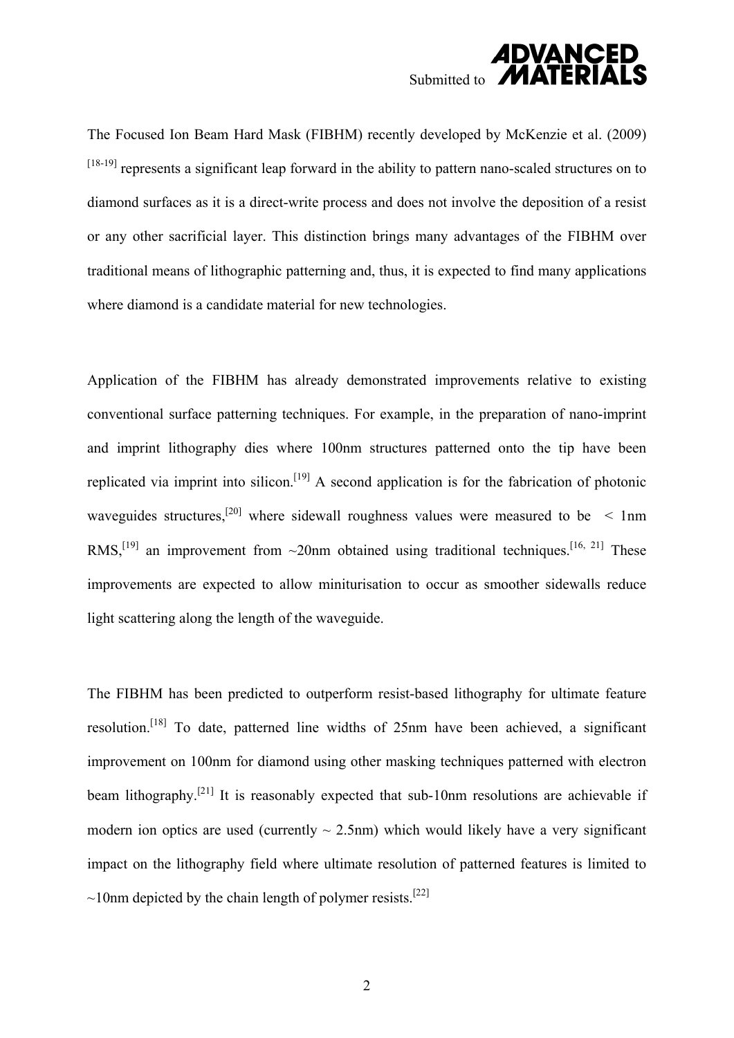The Focused Ion Beam Hard Mask (FIBHM) recently developed by McKenzie et al. (2009) [18-19] represents a significant leap forward in the ability to pattern nano-scaled structures on to diamond surfaces as it is a direct-write process and does not involve the deposition of a resist or any other sacrificial layer. This distinction brings many advantages of the FIBHM over traditional means of lithographic patterning and, thus, it is expected to find many applications where diamond is a candidate material for new technologies.

Application of the FIBHM has already demonstrated improvements relative to existing conventional surface patterning techniques. For example, in the preparation of nano-imprint and imprint lithography dies where 100nm structures patterned onto the tip have been replicated via imprint into silicon.[19] A second application is for the fabrication of photonic waveguides structures,[20] where sidewall roughness values were measured to be < 1nm RMS,[19] an improvement from ~20nm obtained using traditional techniques.[16, 21] These improvements are expected to allow miniturisation to occur as smoother sidewalls reduce light scattering along the length of the waveguide.

The FIBHM has been predicted to outperform resist-based lithography for ultimate feature resolution.[18] To date, patterned line widths of 25nm have been achieved, a significant improvement on 100nm for diamond using other masking techniques patterned with electron beam lithography.[21] It is reasonably expected that sub-10nm resolutions are achievable if modern ion optics are used (currently ~ 2.5nm) which would likely have a very significant impact on the lithography field where ultimate resolution of patterned features is limited to ~10nm depicted by the chain length of polymer resists.[22]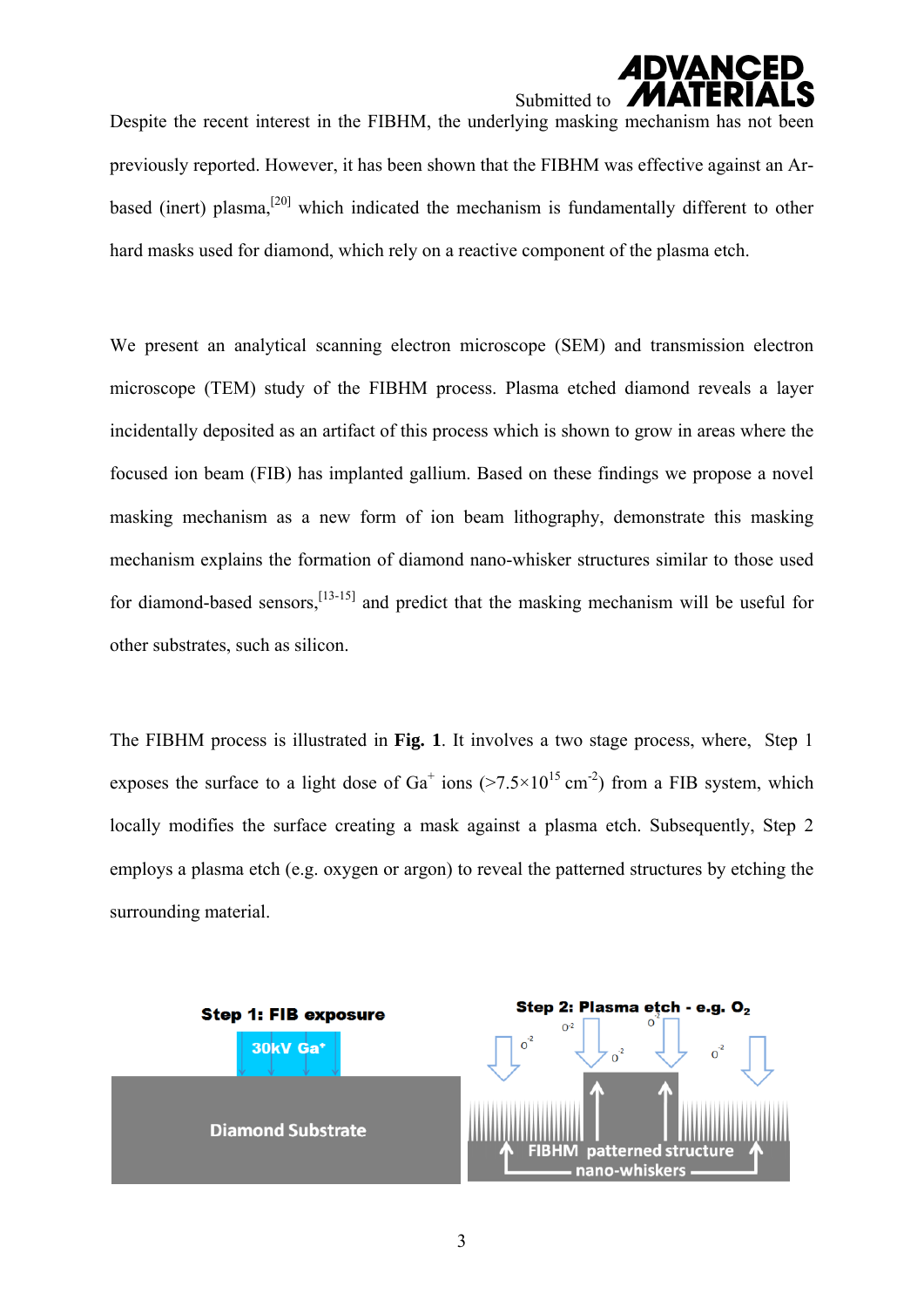Despite the recent interest in the FIBHM, the underlying masking mechanism has not been previously reported. However, it has been shown that the FIBHM was effective against an Ar-based (inert) plasma,[20] which indicated the mechanism is fundamentally different to other hard masks used for diamond, which rely on a reactive component of the plasma etch.

We present an analytical scanning electron microscope (SEM) and transmission electron microscope (TEM) study of the FIBHM process. Plasma etched diamond reveals a layer incidentally deposited as an artifact of this process which is shown to grow in areas where the focused ion beam (FIB) has implanted gallium. Based on these findings we propose a novel masking mechanism as a new form of ion beam lithography, demonstrate this masking mechanism explains the formation of diamond nano-whisker structures similar to those used for diamond-based sensors,[13-15] and predict that the masking mechanism will be useful for other substrates, such as silicon.

The FIBHM process is illustrated in **Fig. 1**. It involves a two stage process, where, Step 1 exposes the surface to a light dose of $Ga^+$ ions ($>7.5\times10^{15}$ $cm^{-2}$) from a FIB system, which locally modifies the surface creating a mask against a plasma etch. Subsequently, Step 2 employs a plasma etch (e.g. oxygen or argon) to reveal the patterned structures by etching the surrounding material.

**Step 1: FIB exposure** — 30kV $Ga^+$ — Diamond Substrate

**Step 2: Plasma etch - e.g. $O_2$** — $O^{-2}$ — FIBHM patterned structure — nano-whiskers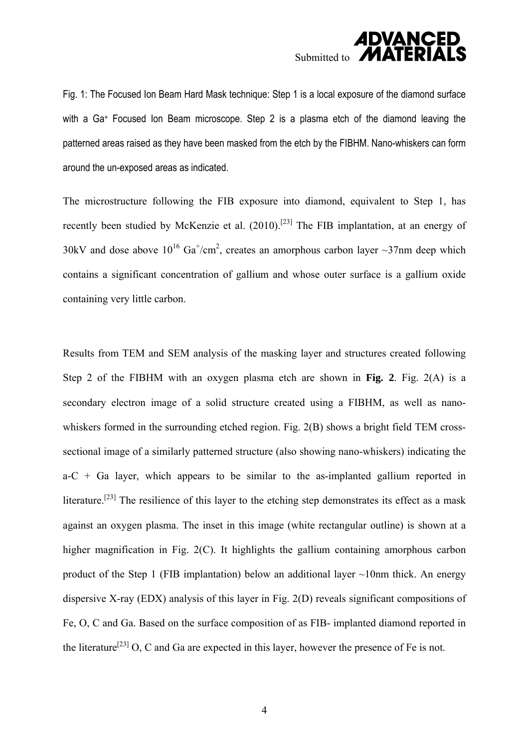Fig. 1: The Focused Ion Beam Hard Mask technique: Step 1 is a local exposure of the diamond surface with a $Ga^+$ Focused Ion Beam microscope. Step 2 is a plasma etch of the diamond leaving the patterned areas raised as they have been masked from the etch by the FIBHM. Nano-whiskers can form around the un-exposed areas as indicated.

The microstructure following the FIB exposure into diamond, equivalent to Step 1, has recently been studied by McKenzie et al. (2010).[23] The FIB implantation, at an energy of 30kV and dose above $10^{16}$ $Ga^+/cm^2$, creates an amorphous carbon layer ~37nm deep which contains a significant concentration of gallium and whose outer surface is a gallium oxide containing very little carbon.

Results from TEM and SEM analysis of the masking layer and structures created following Step 2 of the FIBHM with an oxygen plasma etch are shown in **Fig. 2**. Fig. 2(A) is a secondary electron image of a solid structure created using a FIBHM, as well as nano-whiskers formed in the surrounding etched region. Fig. 2(B) shows a bright field TEM cross-sectional image of a similarly patterned structure (also showing nano-whiskers) indicating the a-C + Ga layer, which appears to be similar to the as-implanted gallium reported in literature.[23] The resilience of this layer to the etching step demonstrates its effect as a mask against an oxygen plasma. The inset in this image (white rectangular outline) is shown at a higher magnification in Fig. 2(C). It highlights the gallium containing amorphous carbon product of the Step 1 (FIB implantation) below an additional layer ~10nm thick. An energy dispersive X-ray (EDX) analysis of this layer in Fig. 2(D) reveals significant compositions of Fe, O, C and Ga. Based on the surface composition of as FIB- implanted diamond reported in the literature[23] O, C and Ga are expected in this layer, however the presence of Fe is not.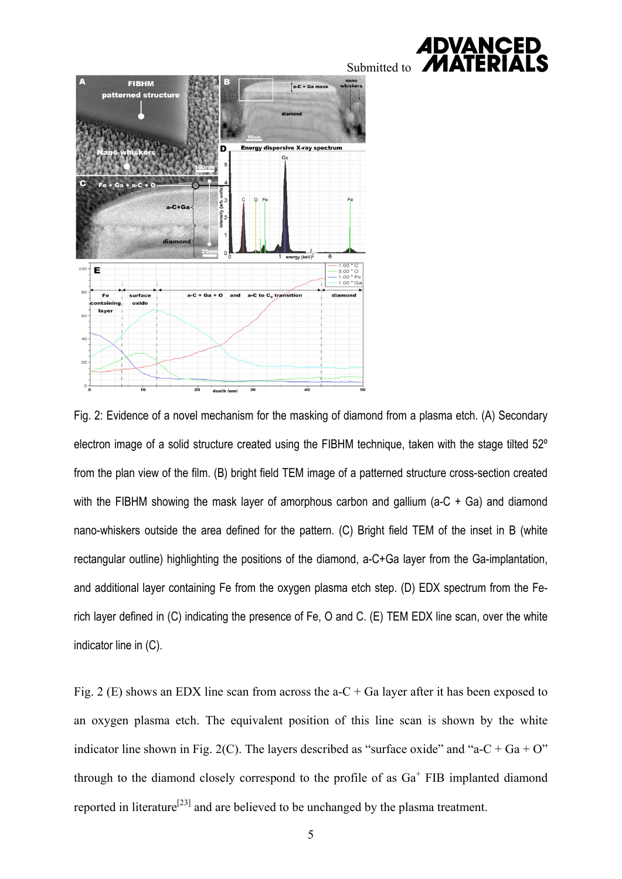Fig. 2: Evidence of a novel mechanism for the masking of diamond from a plasma etch. (A) Secondary electron image of a solid structure created using the FIBHM technique, taken with the stage tilted 52º from the plan view of the film. (B) bright field TEM image of a patterned structure cross-section created with the FIBHM showing the mask layer of amorphous carbon and gallium (a-C + Ga) and diamond nano-whiskers outside the area defined for the pattern. (C) Bright field TEM of the inset in B (white rectangular outline) highlighting the positions of the diamond, a-C+Ga layer from the Ga-implantation, and additional layer containing Fe from the oxygen plasma etch step. (D) EDX spectrum from the Fe-rich layer defined in (C) indicating the presence of Fe, O and C. (E) TEM EDX line scan, over the white indicator line in (C).

Fig. 2 (E) shows an EDX line scan from across the a-C + Ga layer after it has been exposed to an oxygen plasma etch. The equivalent position of this line scan is shown by the white indicator line shown in Fig. 2(C). The layers described as "surface oxide" and "a-C + Ga + O" through to the diamond closely correspond to the profile of as $Ga^{+}$ FIB implanted diamond reported in literature[23] and are believed to be unchanged by the plasma treatment.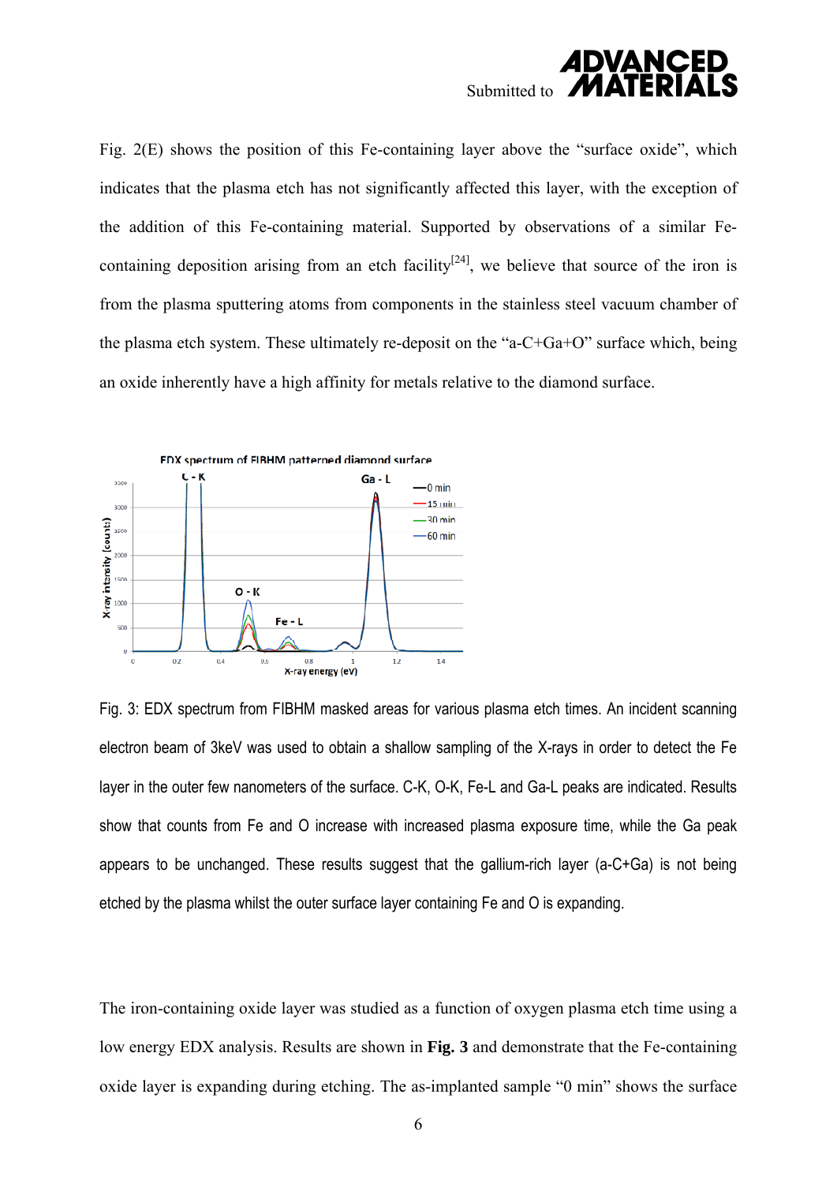Fig. 2(E) shows the position of this Fe-containing layer above the "surface oxide", which indicates that the plasma etch has not significantly affected this layer, with the exception of the addition of this Fe-containing material. Supported by observations of a similar Fe-containing deposition arising from an etch facility[24], we believe that source of the iron is from the plasma sputtering atoms from components in the stainless steel vacuum chamber of the plasma etch system. These ultimately re-deposit on the "a-C+Ga+O" surface which, being an oxide inherently have a high affinity for metals relative to the diamond surface.

Fig. 3: EDX spectrum from FIBHM masked areas for various plasma etch times. An incident scanning electron beam of 3keV was used to obtain a shallow sampling of the X-rays in order to detect the Fe layer in the outer few nanometers of the surface. C-K, O-K, Fe-L and Ga-L peaks are indicated. Results show that counts from Fe and O increase with increased plasma exposure time, while the Ga peak appears to be unchanged. These results suggest that the gallium-rich layer (a-C+Ga) is not being etched by the plasma whilst the outer surface layer containing Fe and O is expanding.

The iron-containing oxide layer was studied as a function of oxygen plasma etch time using a low energy EDX analysis. Results are shown in **Fig. 3** and demonstrate that the Fe-containing oxide layer is expanding during etching. The as-implanted sample "0 min" shows the surface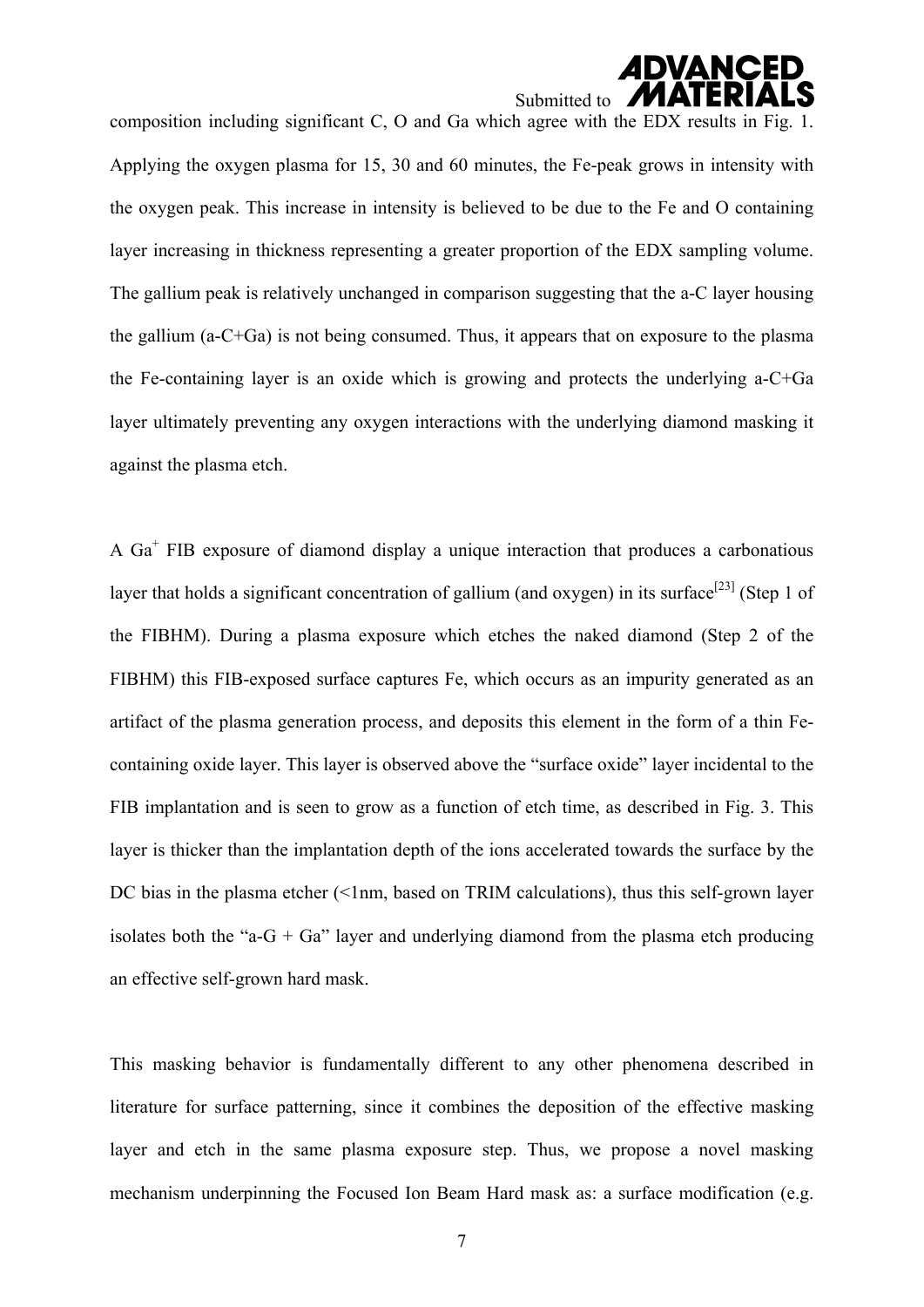composition including significant C, O and Ga which agree with the EDX results in Fig. 1. Applying the oxygen plasma for 15, 30 and 60 minutes, the Fe-peak grows in intensity with the oxygen peak. This increase in intensity is believed to be due to the Fe and O containing layer increasing in thickness representing a greater proportion of the EDX sampling volume. The gallium peak is relatively unchanged in comparison suggesting that the a-C layer housing the gallium (a-C+Ga) is not being consumed. Thus, it appears that on exposure to the plasma the Fe-containing layer is an oxide which is growing and protects the underlying a-C+Ga layer ultimately preventing any oxygen interactions with the underlying diamond masking it against the plasma etch.

A $Ga^+$ FIB exposure of diamond display a unique interaction that produces a carbonatious layer that holds a significant concentration of gallium (and oxygen) in its surface[23] (Step 1 of the FIBHM). During a plasma exposure which etches the naked diamond (Step 2 of the FIBHM) this FIB-exposed surface captures Fe, which occurs as an impurity generated as an artifact of the plasma generation process, and deposits this element in the form of a thin Fe-containing oxide layer. This layer is observed above the "surface oxide" layer incidental to the FIB implantation and is seen to grow as a function of etch time, as described in Fig. 3. This layer is thicker than the implantation depth of the ions accelerated towards the surface by the DC bias in the plasma etcher (<1nm, based on TRIM calculations), thus this self-grown layer isolates both the "a-G + Ga" layer and underlying diamond from the plasma etch producing an effective self-grown hard mask.

This masking behavior is fundamentally different to any other phenomena described in literature for surface patterning, since it combines the deposition of the effective masking layer and etch in the same plasma exposure step. Thus, we propose a novel masking mechanism underpinning the Focused Ion Beam Hard mask as: a surface modification (e.g.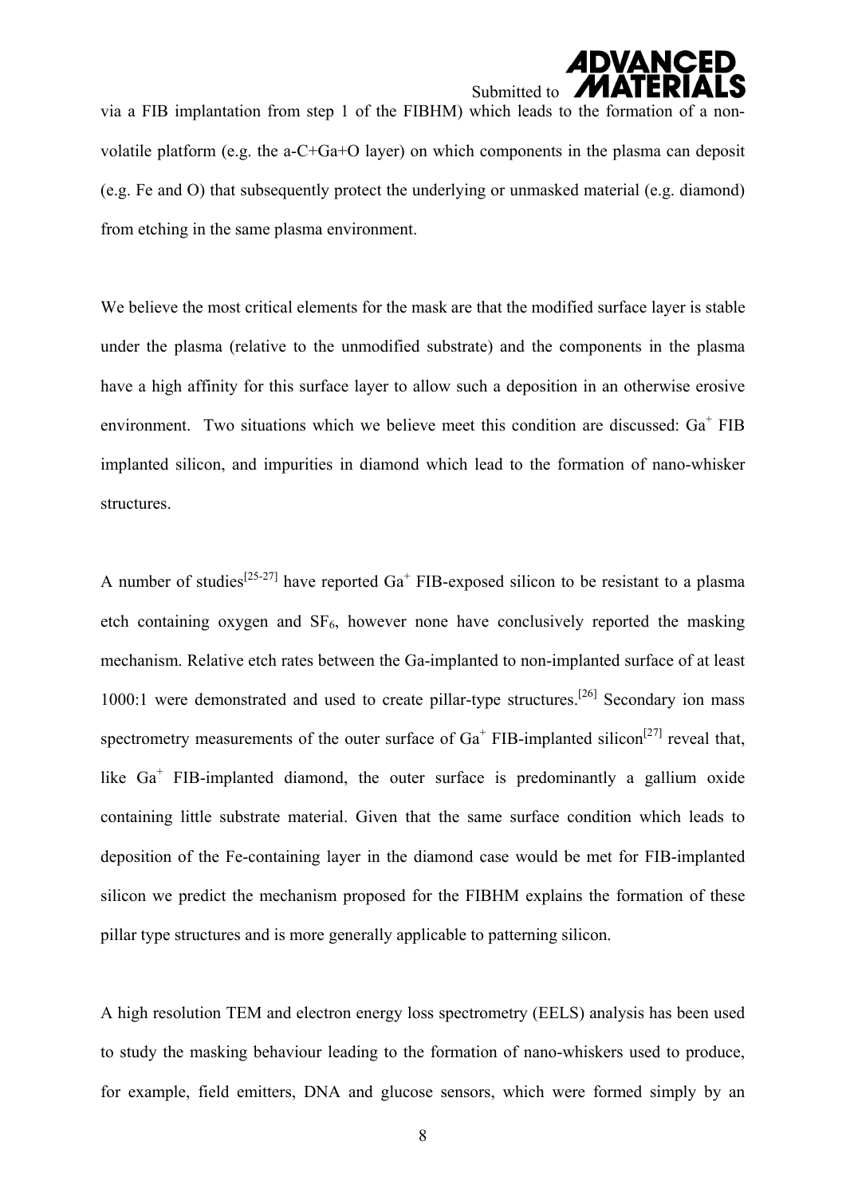via a FIB implantation from step 1 of the FIBHM) which leads to the formation of a non-volatile platform (e.g. the a-C+Ga+O layer) on which components in the plasma can deposit (e.g. Fe and O) that subsequently protect the underlying or unmasked material (e.g. diamond) from etching in the same plasma environment.

We believe the most critical elements for the mask are that the modified surface layer is stable under the plasma (relative to the unmodified substrate) and the components in the plasma have a high affinity for this surface layer to allow such a deposition in an otherwise erosive environment. Two situations which we believe meet this condition are discussed: $Ga^+$ FIB implanted silicon, and impurities in diamond which lead to the formation of nano-whisker structures.

A number of studies[25-27] have reported $Ga^+$ FIB-exposed silicon to be resistant to a plasma etch containing oxygen and $SF_6$, however none have conclusively reported the masking mechanism. Relative etch rates between the Ga-implanted to non-implanted surface of at least 1000:1 were demonstrated and used to create pillar-type structures.[26] Secondary ion mass spectrometry measurements of the outer surface of $Ga^+$ FIB-implanted silicon[27] reveal that, like $Ga^+$ FIB-implanted diamond, the outer surface is predominantly a gallium oxide containing little substrate material. Given that the same surface condition which leads to deposition of the Fe-containing layer in the diamond case would be met for FIB-implanted silicon we predict the mechanism proposed for the FIBHM explains the formation of these pillar type structures and is more generally applicable to patterning silicon.

A high resolution TEM and electron energy loss spectrometry (EELS) analysis has been used to study the masking behaviour leading to the formation of nano-whiskers used to produce, for example, field emitters, DNA and glucose sensors, which were formed simply by an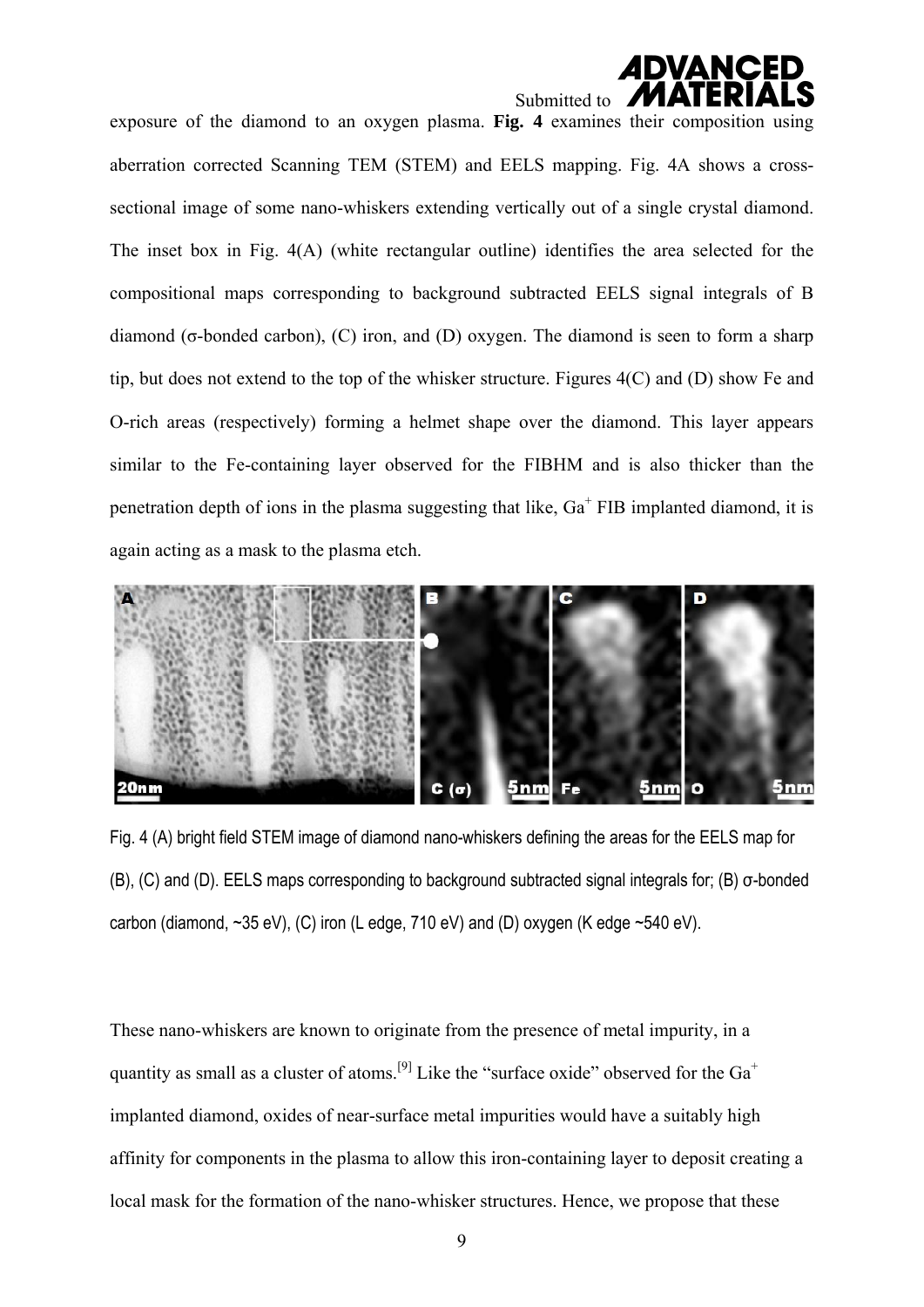exposure of the diamond to an oxygen plasma. **Fig. 4** examines their composition using aberration corrected Scanning TEM (STEM) and EELS mapping. Fig. 4A shows a cross-sectional image of some nano-whiskers extending vertically out of a single crystal diamond. The inset box in Fig. 4(A) (white rectangular outline) identifies the area selected for the compositional maps corresponding to background subtracted EELS signal integrals of B diamond (σ-bonded carbon), (C) iron, and (D) oxygen. The diamond is seen to form a sharp tip, but does not extend to the top of the whisker structure. Figures 4(C) and (D) show Fe and O-rich areas (respectively) forming a helmet shape over the diamond. This layer appears similar to the Fe-containing layer observed for the FIBHM and is also thicker than the penetration depth of ions in the plasma suggesting that like, $Ga^+$ FIB implanted diamond, it is again acting as a mask to the plasma etch.

Fig. 4 (A) bright field STEM image of diamond nano-whiskers defining the areas for the EELS map for (B), (C) and (D). EELS maps corresponding to background subtracted signal integrals for; (B) σ-bonded carbon (diamond, ~35 eV), (C) iron (L edge, 710 eV) and (D) oxygen (K edge ~540 eV).

These nano-whiskers are known to originate from the presence of metal impurity, in a quantity as small as a cluster of atoms.[9] Like the "surface oxide" observed for the $Ga^+$ implanted diamond, oxides of near-surface metal impurities would have a suitably high affinity for components in the plasma to allow this iron-containing layer to deposit creating a local mask for the formation of the nano-whisker structures. Hence, we propose that these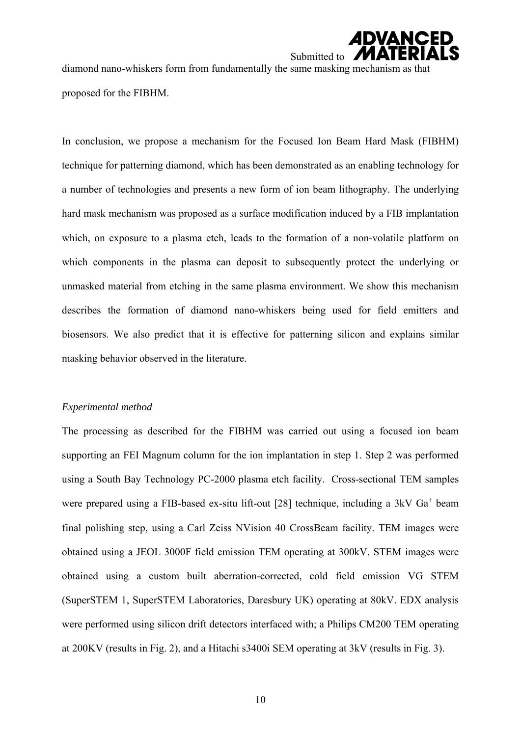diamond nano-whiskers form from fundamentally the same masking mechanism as that proposed for the FIBHM.

In conclusion, we propose a mechanism for the Focused Ion Beam Hard Mask (FIBHM) technique for patterning diamond, which has been demonstrated as an enabling technology for a number of technologies and presents a new form of ion beam lithography. The underlying hard mask mechanism was proposed as a surface modification induced by a FIB implantation which, on exposure to a plasma etch, leads to the formation of a non-volatile platform on which components in the plasma can deposit to subsequently protect the underlying or unmasked material from etching in the same plasma environment. We show this mechanism describes the formation of diamond nano-whiskers being used for field emitters and biosensors. We also predict that it is effective for patterning silicon and explains similar masking behavior observed in the literature.

*Experimental method*

The processing as described for the FIBHM was carried out using a focused ion beam supporting an FEI Magnum column for the ion implantation in step 1. Step 2 was performed using a South Bay Technology PC-2000 plasma etch facility. Cross-sectional TEM samples were prepared using a FIB-based ex-situ lift-out [28] technique, including a 3kV $Ga^+$ beam final polishing step, using a Carl Zeiss NVision 40 CrossBeam facility. TEM images were obtained using a JEOL 3000F field emission TEM operating at 300kV. STEM images were obtained using a custom built aberration-corrected, cold field emission VG STEM (SuperSTEM 1, SuperSTEM Laboratories, Daresbury UK) operating at 80kV. EDX analysis were performed using silicon drift detectors interfaced with; a Philips CM200 TEM operating at 200KV (results in Fig. 2), and a Hitachi s3400i SEM operating at 3kV (results in Fig. 3).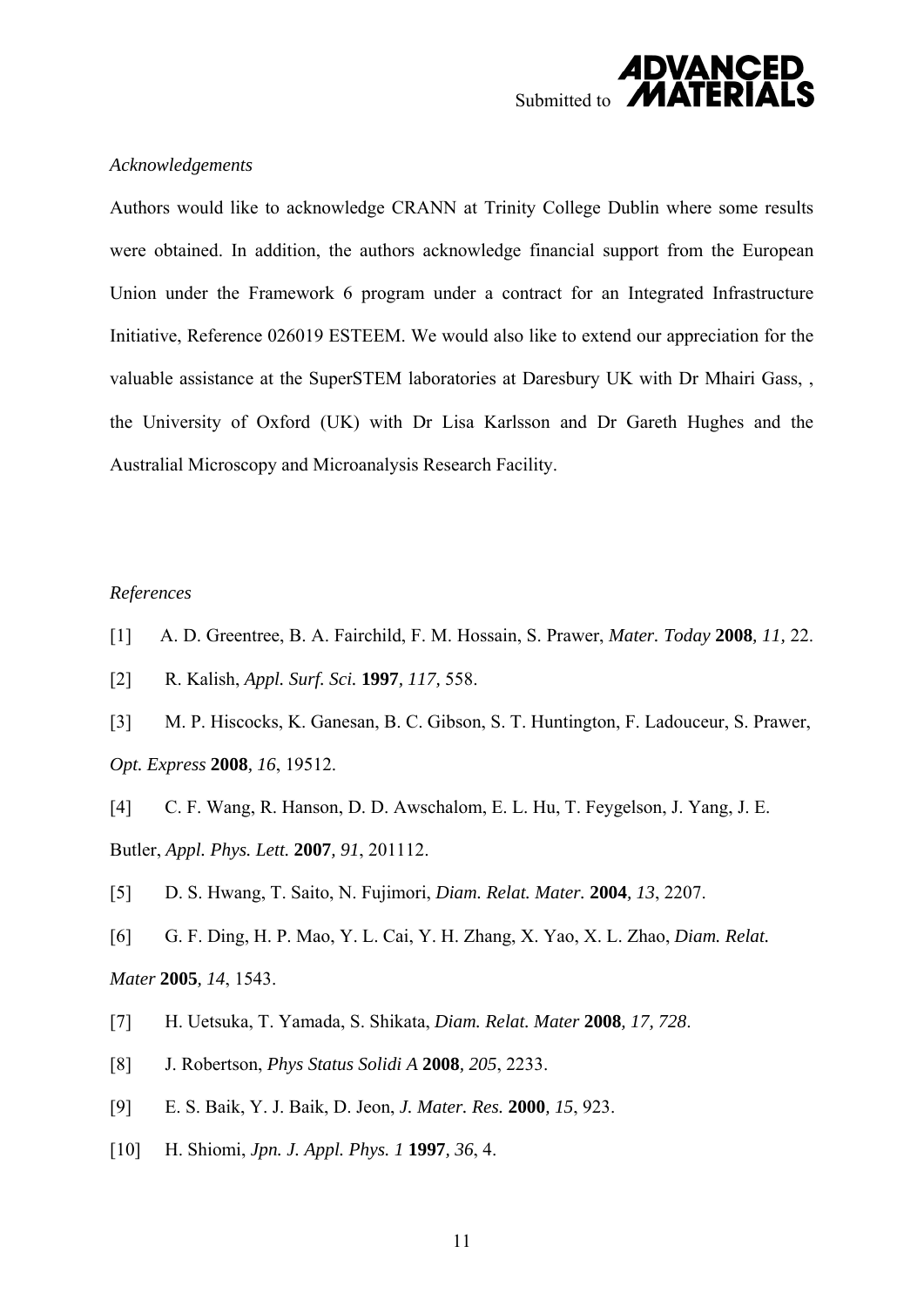*Acknowledgements*

Authors would like to acknowledge CRANN at Trinity College Dublin where some results were obtained. In addition, the authors acknowledge financial support from the European Union under the Framework 6 program under a contract for an Integrated Infrastructure Initiative, Reference 026019 ESTEEM. We would also like to extend our appreciation for the valuable assistance at the SuperSTEM laboratories at Daresbury UK with Dr Mhairi Gass, , the University of Oxford (UK) with Dr Lisa Karlsson and Dr Gareth Hughes and the Australial Microscopy and Microanalysis Research Facility.

*References*

[1] A. D. Greentree, B. A. Fairchild, F. M. Hossain, S. Prawer, *Mater. Today* **2008**, *11,* 22.

[2] R. Kalish, *Appl. Surf. Sci.* **1997**, *117,* 558.

[3] M. P. Hiscocks, K. Ganesan, B. C. Gibson, S. T. Huntington, F. Ladouceur, S. Prawer, *Opt. Express* **2008**, *16*, 19512.

[4] C. F. Wang, R. Hanson, D. D. Awschalom, E. L. Hu, T. Feygelson, J. Yang, J. E. Butler, *Appl. Phys. Lett.* **2007**, *91*, 201112.

[5] D. S. Hwang, T. Saito, N. Fujimori, *Diam. Relat. Mater.* **2004**, *13*, 2207.

[6] G. F. Ding, H. P. Mao, Y. L. Cai, Y. H. Zhang, X. Yao, X. L. Zhao, *Diam. Relat. Mater* **2005**, *14*, 1543.

[7] H. Uetsuka, T. Yamada, S. Shikata, *Diam. Relat. Mater* **2008**, *17, 728*.

[8] J. Robertson, *Phys Status Solidi A* **2008**, *205*, 2233.

[9] E. S. Baik, Y. J. Baik, D. Jeon, *J. Mater. Res.* **2000**, *15*, 923.

[10] H. Shiomi, *Jpn. J. Appl. Phys. 1* **1997**, *36*, 4.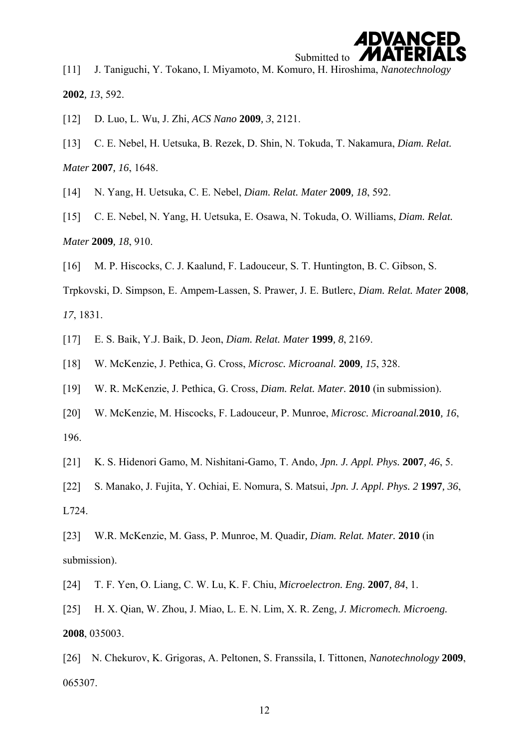[11] J. Taniguchi, Y. Tokano, I. Miyamoto, M. Komuro, H. Hiroshima, *Nanotechnology* **2002**, *13*, 592.

[12] D. Luo, L. Wu, J. Zhi, *ACS Nano* **2009**, *3*, 2121.

[13] C. E. Nebel, H. Uetsuka, B. Rezek, D. Shin, N. Tokuda, T. Nakamura, *Diam. Relat. Mater* **2007**, *16*, 1648.

[14] N. Yang, H. Uetsuka, C. E. Nebel, *Diam. Relat. Mater* **2009**, *18*, 592.

[15] C. E. Nebel, N. Yang, H. Uetsuka, E. Osawa, N. Tokuda, O. Williams, *Diam. Relat. Mater* **2009**, *18*, 910.

[16] M. P. Hiscocks, C. J. Kaalund, F. Ladouceur, S. T. Huntington, B. C. Gibson, S. Trpkovski, D. Simpson, E. Ampem-Lassen, S. Prawer, J. E. Butlerc, *Diam. Relat. Mater* **2008**, *17*, 1831.

[17] E. S. Baik, Y.J. Baik, D. Jeon, *Diam. Relat. Mater* **1999**, *8*, 2169.

[18] W. McKenzie, J. Pethica, G. Cross, *Microsc. Microanal.* **2009**, *15*, 328.

[19] W. R. McKenzie, J. Pethica, G. Cross, *Diam. Relat. Mater.* **2010** (in submission).

[20] W. McKenzie, M. Hiscocks, F. Ladouceur, P. Munroe, *Microsc. Microanal.* **2010**, *16*, 196.

[21] K. S. Hidenori Gamo, M. Nishitani-Gamo, T. Ando, *Jpn. J. Appl. Phys.* **2007**, *46*, 5.

[22] S. Manako, J. Fujita, Y. Ochiai, E. Nomura, S. Matsui, *Jpn. J. Appl. Phys. 2* **1997**, *36*, L724.

[23] W.R. McKenzie, M. Gass, P. Munroe, M. Quadir, *Diam. Relat. Mater.* **2010** (in submission).

[24] T. F. Yen, O. Liang, C. W. Lu, K. F. Chiu, *Microelectron. Eng.* **2007**, *84*, 1.

[25] H. X. Qian, W. Zhou, J. Miao, L. E. N. Lim, X. R. Zeng, *J. Micromech. Microeng.* **2008**, 035003.

[26] N. Chekurov, K. Grigoras, A. Peltonen, S. Franssila, I. Tittonen, *Nanotechnology* **2009**, 065307.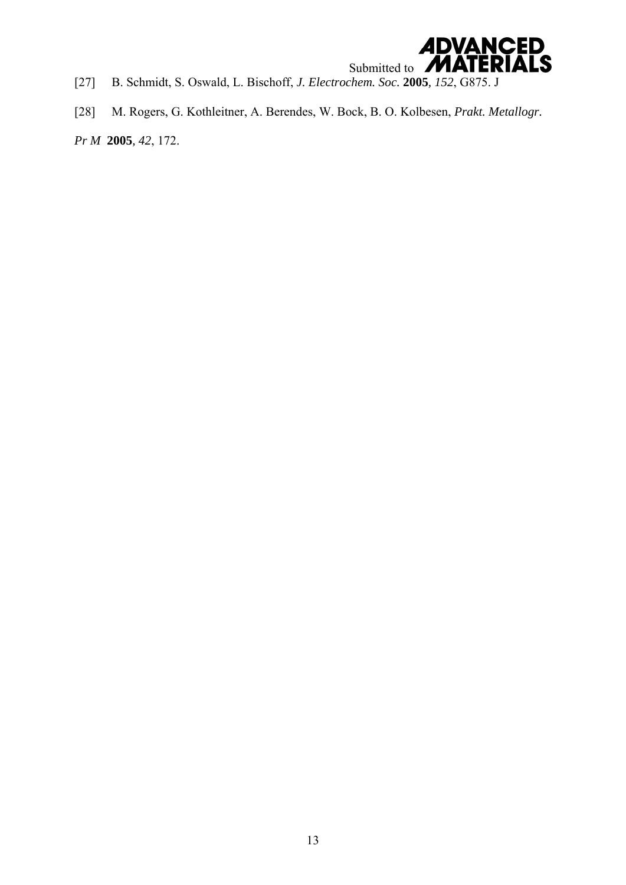[27] B. Schmidt, S. Oswald, L. Bischoff, *J. Electrochem. Soc.* **2005**, *152*, G875. J

[28] M. Rogers, G. Kothleitner, A. Berendes, W. Bock, B. O. Kolbesen, *Prakt. Metallogr.*

*Pr M* **2005**, *42*, 172.